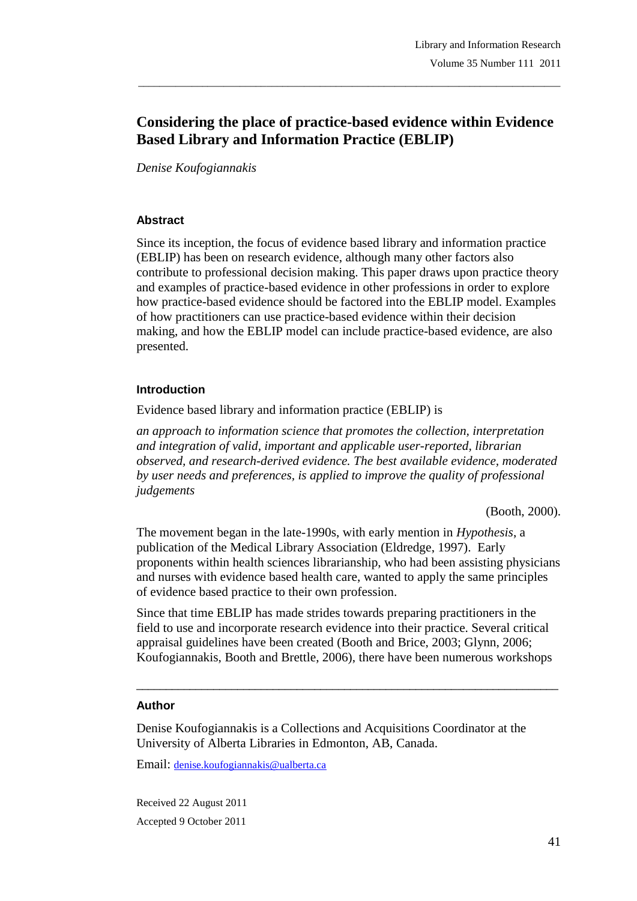# Considering the place of practice-based evidence within Evidence Based Library and Information Practice (EBLIP)

*Denise Koufogiannakis*

## Abstract

Since its inception, the focus of evidence based library and information practice (EBLIP) has been on research evidence, although many other factors also contribute to professional decision making. This paper draws upon practice theory and examples of practice-based evidence in other professions in order to explore how practice-based evidence should be factored into the EBLIP model. Examples of how practitioners can use practice-based evidence within their decision making, and how the EBLIP model can include practice-based evidence, are also presented.

## Introduction

Evidence based library and information practice (EBLIP) is

> *an approach to information science that promotes the collection, interpretation and integration of valid, important and applicable user-reported, librarian observed, and research-derived evidence. The best available evidence, moderated by user needs and preferences, is applied to improve the quality of professional judgements*
>
> (Booth, 2000).

The movement began in the late-1990s, with early mention in *Hypothesis*, a publication of the Medical Library Association (Eldredge, 1997). Early proponents within health sciences librarianship, who had been assisting physicians and nurses with evidence based health care, wanted to apply the same principles of evidence based practice to their own profession.

Since that time EBLIP has made strides towards preparing practitioners in the field to use and incorporate research evidence into their practice. Several critical appraisal guidelines have been created (Booth and Brice, 2003; Glynn, 2006; Koufogiannakis, Booth and Brettle, 2006), there have been numerous workshops

---

## Author

Denise Koufogiannakis is a Collections and Acquisitions Coordinator at the University of Alberta Libraries in Edmonton, AB, Canada.

Email: denise.koufogiannakis@ualberta.ca

Received 22 August 2011

Accepted 9 October 2011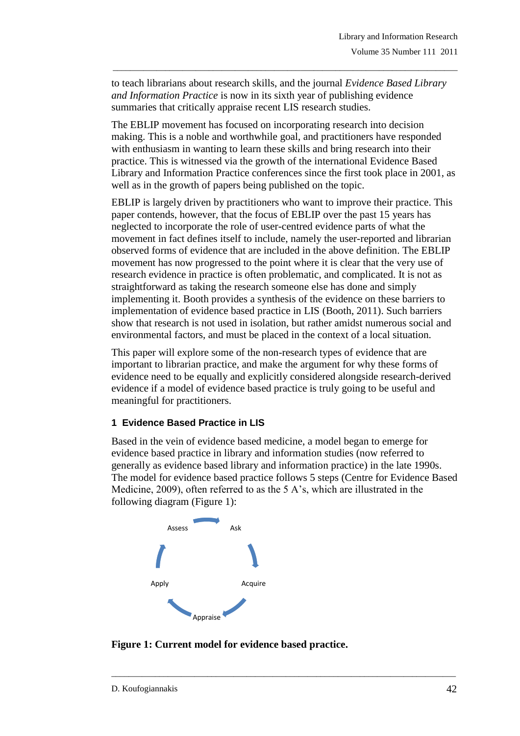to teach librarians about research skills, and the journal *Evidence Based Library and Information Practice* is now in its sixth year of publishing evidence summaries that critically appraise recent LIS research studies.

The EBLIP movement has focused on incorporating research into decision making. This is a noble and worthwhile goal, and practitioners have responded with enthusiasm in wanting to learn these skills and bring research into their practice. This is witnessed via the growth of the international Evidence Based Library and Information Practice conferences since the first took place in 2001, as well as in the growth of papers being published on the topic.

EBLIP is largely driven by practitioners who want to improve their practice. This paper contends, however, that the focus of EBLIP over the past 15 years has neglected to incorporate the role of user-centred evidence parts of what the movement in fact defines itself to include, namely the user-reported and librarian observed forms of evidence that are included in the above definition. The EBLIP movement has now progressed to the point where it is clear that the very use of research evidence in practice is often problematic, and complicated. It is not as straightforward as taking the research someone else has done and simply implementing it. Booth provides a synthesis of the evidence on these barriers to implementation of evidence based practice in LIS (Booth, 2011). Such barriers show that research is not used in isolation, but rather amidst numerous social and environmental factors, and must be placed in the context of a local situation.

This paper will explore some of the non-research types of evidence that are important to librarian practice, and make the argument for why these forms of evidence need to be equally and explicitly considered alongside research-derived evidence if a model of evidence based practice is truly going to be useful and meaningful for practitioners.

## 1 Evidence Based Practice in LIS

Based in the vein of evidence based medicine, a model began to emerge for evidence based practice in library and information studies (now referred to generally as evidence based library and information practice) in the late 1990s. The model for evidence based practice follows 5 steps (Centre for Evidence Based Medicine, 2009), often referred to as the 5 A's, which are illustrated in the following diagram (Figure 1):

Ask → Acquire → Appraise → Apply → Assess

**Figure 1: Current model for evidence based practice.**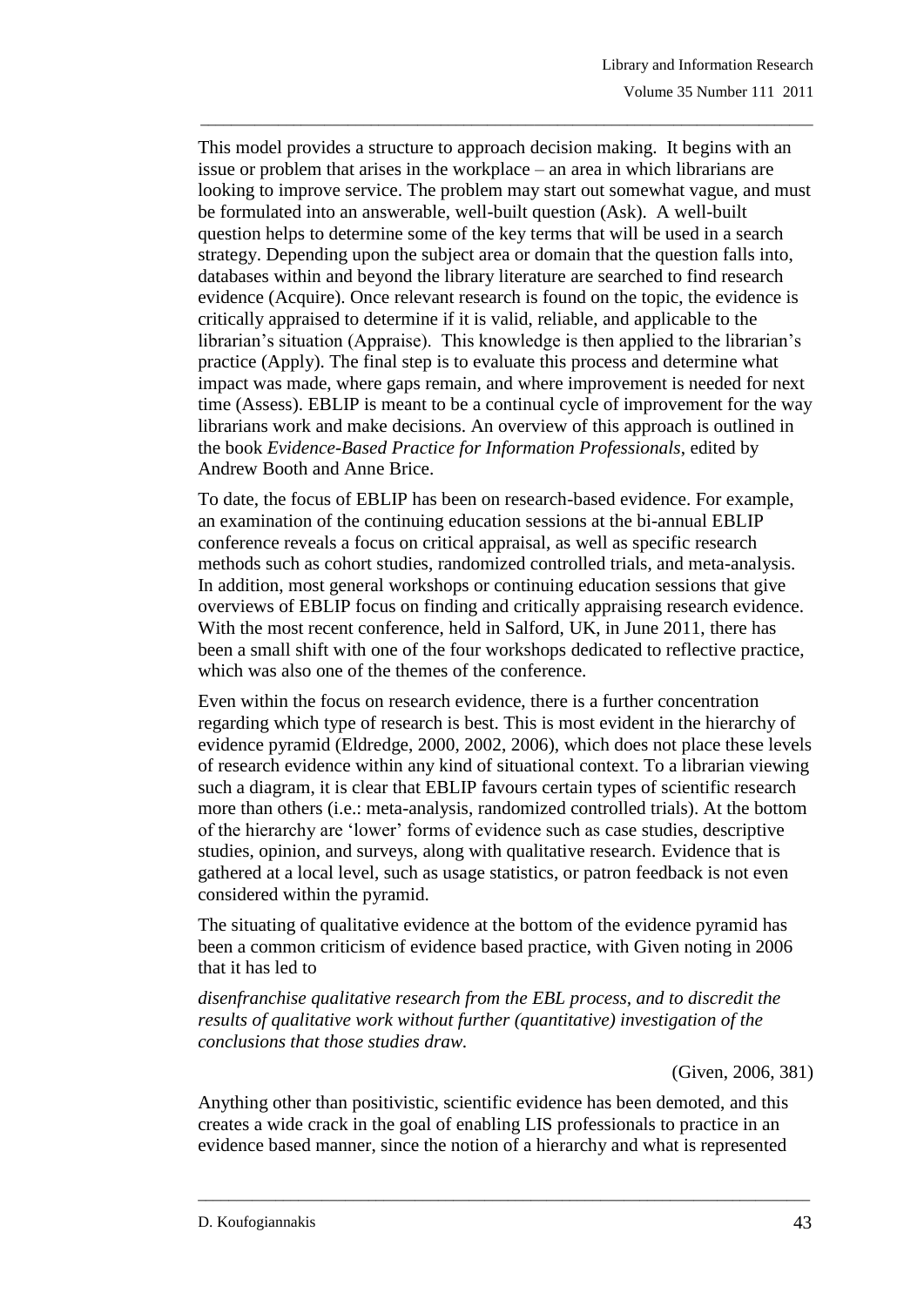This model provides a structure to approach decision making. It begins with an issue or problem that arises in the workplace – an area in which librarians are looking to improve service. The problem may start out somewhat vague, and must be formulated into an answerable, well-built question (Ask). A well-built question helps to determine some of the key terms that will be used in a search strategy. Depending upon the subject area or domain that the question falls into, databases within and beyond the library literature are searched to find research evidence (Acquire). Once relevant research is found on the topic, the evidence is critically appraised to determine if it is valid, reliable, and applicable to the librarian's situation (Appraise). This knowledge is then applied to the librarian's practice (Apply). The final step is to evaluate this process and determine what impact was made, where gaps remain, and where improvement is needed for next time (Assess). EBLIP is meant to be a continual cycle of improvement for the way librarians work and make decisions. An overview of this approach is outlined in the book *Evidence-Based Practice for Information Professionals*, edited by Andrew Booth and Anne Brice.

To date, the focus of EBLIP has been on research-based evidence. For example, an examination of the continuing education sessions at the bi-annual EBLIP conference reveals a focus on critical appraisal, as well as specific research methods such as cohort studies, randomized controlled trials, and meta-analysis. In addition, most general workshops or continuing education sessions that give overviews of EBLIP focus on finding and critically appraising research evidence. With the most recent conference, held in Salford, UK, in June 2011, there has been a small shift with one of the four workshops dedicated to reflective practice, which was also one of the themes of the conference.

Even within the focus on research evidence, there is a further concentration regarding which type of research is best. This is most evident in the hierarchy of evidence pyramid (Eldredge, 2000, 2002, 2006), which does not place these levels of research evidence within any kind of situational context. To a librarian viewing such a diagram, it is clear that EBLIP favours certain types of scientific research more than others (i.e.: meta-analysis, randomized controlled trials). At the bottom of the hierarchy are 'lower' forms of evidence such as case studies, descriptive studies, opinion, and surveys, along with qualitative research. Evidence that is gathered at a local level, such as usage statistics, or patron feedback is not even considered within the pyramid.

The situating of qualitative evidence at the bottom of the evidence pyramid has been a common criticism of evidence based practice, with Given noting in 2006 that it has led to

*disenfranchise qualitative research from the EBL process, and to discredit the results of qualitative work without further (quantitative) investigation of the conclusions that those studies draw.*

(Given, 2006, 381)

Anything other than positivistic, scientific evidence has been demoted, and this creates a wide crack in the goal of enabling LIS professionals to practice in an evidence based manner, since the notion of a hierarchy and what is represented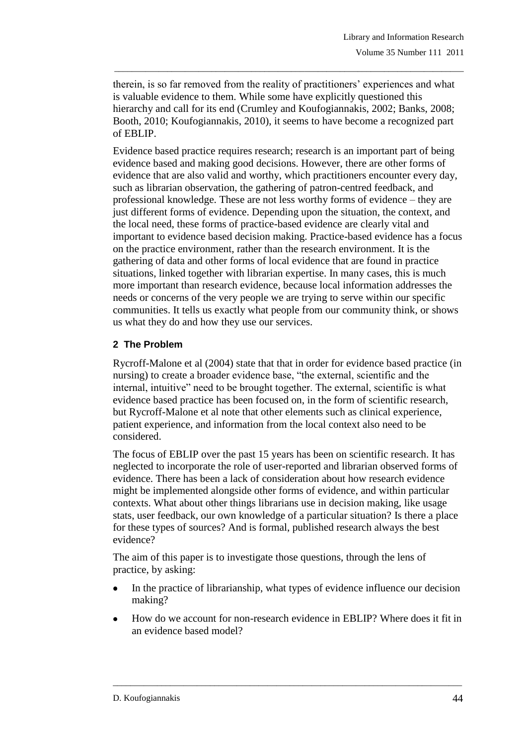therein, is so far removed from the reality of practitioners' experiences and what is valuable evidence to them. While some have explicitly questioned this hierarchy and call for its end (Crumley and Koufogiannakis, 2002; Banks, 2008; Booth, 2010; Koufogiannakis, 2010), it seems to have become a recognized part of EBLIP.

Evidence based practice requires research; research is an important part of being evidence based and making good decisions. However, there are other forms of evidence that are also valid and worthy, which practitioners encounter every day, such as librarian observation, the gathering of patron-centred feedback, and professional knowledge. These are not less worthy forms of evidence – they are just different forms of evidence. Depending upon the situation, the context, and the local need, these forms of practice-based evidence are clearly vital and important to evidence based decision making. Practice-based evidence has a focus on the practice environment, rather than the research environment. It is the gathering of data and other forms of local evidence that are found in practice situations, linked together with librarian expertise. In many cases, this is much more important than research evidence, because local information addresses the needs or concerns of the very people we are trying to serve within our specific communities. It tells us exactly what people from our community think, or shows us what they do and how they use our services.

## 2 The Problem

Rycroff-Malone et al (2004) state that that in order for evidence based practice (in nursing) to create a broader evidence base, "the external, scientific and the internal, intuitive" need to be brought together. The external, scientific is what evidence based practice has been focused on, in the form of scientific research, but Rycroff-Malone et al note that other elements such as clinical experience, patient experience, and information from the local context also need to be considered.

The focus of EBLIP over the past 15 years has been on scientific research. It has neglected to incorporate the role of user-reported and librarian observed forms of evidence. There has been a lack of consideration about how research evidence might be implemented alongside other forms of evidence, and within particular contexts. What about other things librarians use in decision making, like usage stats, user feedback, our own knowledge of a particular situation? Is there a place for these types of sources? And is formal, published research always the best evidence?

The aim of this paper is to investigate those questions, through the lens of practice, by asking:

- In the practice of librarianship, what types of evidence influence our decision making?
- How do we account for non-research evidence in EBLIP? Where does it fit in an evidence based model?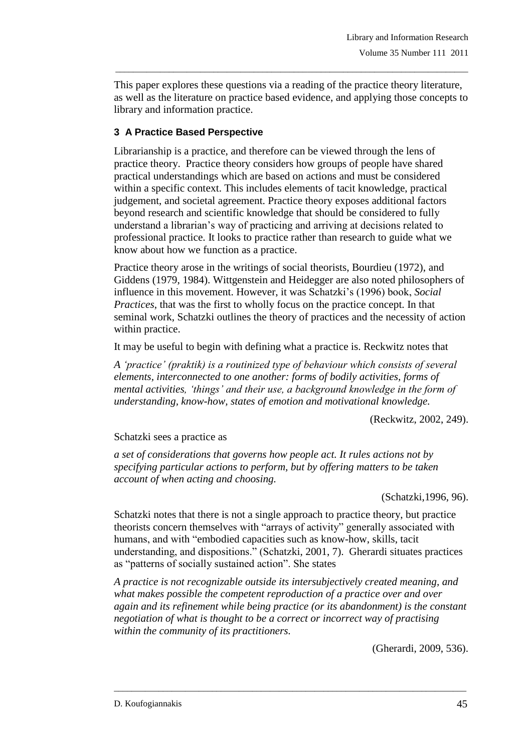This paper explores these questions via a reading of the practice theory literature, as well as the literature on practice based evidence, and applying those concepts to library and information practice.

### 3 A Practice Based Perspective

Librarianship is a practice, and therefore can be viewed through the lens of practice theory. Practice theory considers how groups of people have shared practical understandings which are based on actions and must be considered within a specific context. This includes elements of tacit knowledge, practical judgement, and societal agreement. Practice theory exposes additional factors beyond research and scientific knowledge that should be considered to fully understand a librarian's way of practicing and arriving at decisions related to professional practice. It looks to practice rather than research to guide what we know about how we function as a practice.

Practice theory arose in the writings of social theorists, Bourdieu (1972), and Giddens (1979, 1984). Wittgenstein and Heidegger are also noted philosophers of influence in this movement. However, it was Schatzki's (1996) book, *Social Practices*, that was the first to wholly focus on the practice concept. In that seminal work, Schatzki outlines the theory of practices and the necessity of action within practice.

It may be useful to begin with defining what a practice is. Reckwitz notes that

*A 'practice' (praktik) is a routinized type of behaviour which consists of several elements, interconnected to one another: forms of bodily activities, forms of mental activities, 'things' and their use, a background knowledge in the form of understanding, know-how, states of emotion and motivational knowledge.*

(Reckwitz, 2002, 249).

Schatzki sees a practice as

*a set of considerations that governs how people act. It rules actions not by specifying particular actions to perform, but by offering matters to be taken account of when acting and choosing.*

(Schatzki,1996, 96).

Schatzki notes that there is not a single approach to practice theory, but practice theorists concern themselves with "arrays of activity" generally associated with humans, and with "embodied capacities such as know-how, skills, tacit understanding, and dispositions." (Schatzki, 2001, 7). Gherardi situates practices as "patterns of socially sustained action". She states

*A practice is not recognizable outside its intersubjectively created meaning, and what makes possible the competent reproduction of a practice over and over again and its refinement while being practice (or its abandonment) is the constant negotiation of what is thought to be a correct or incorrect way of practising within the community of its practitioners.*

(Gherardi, 2009, 536).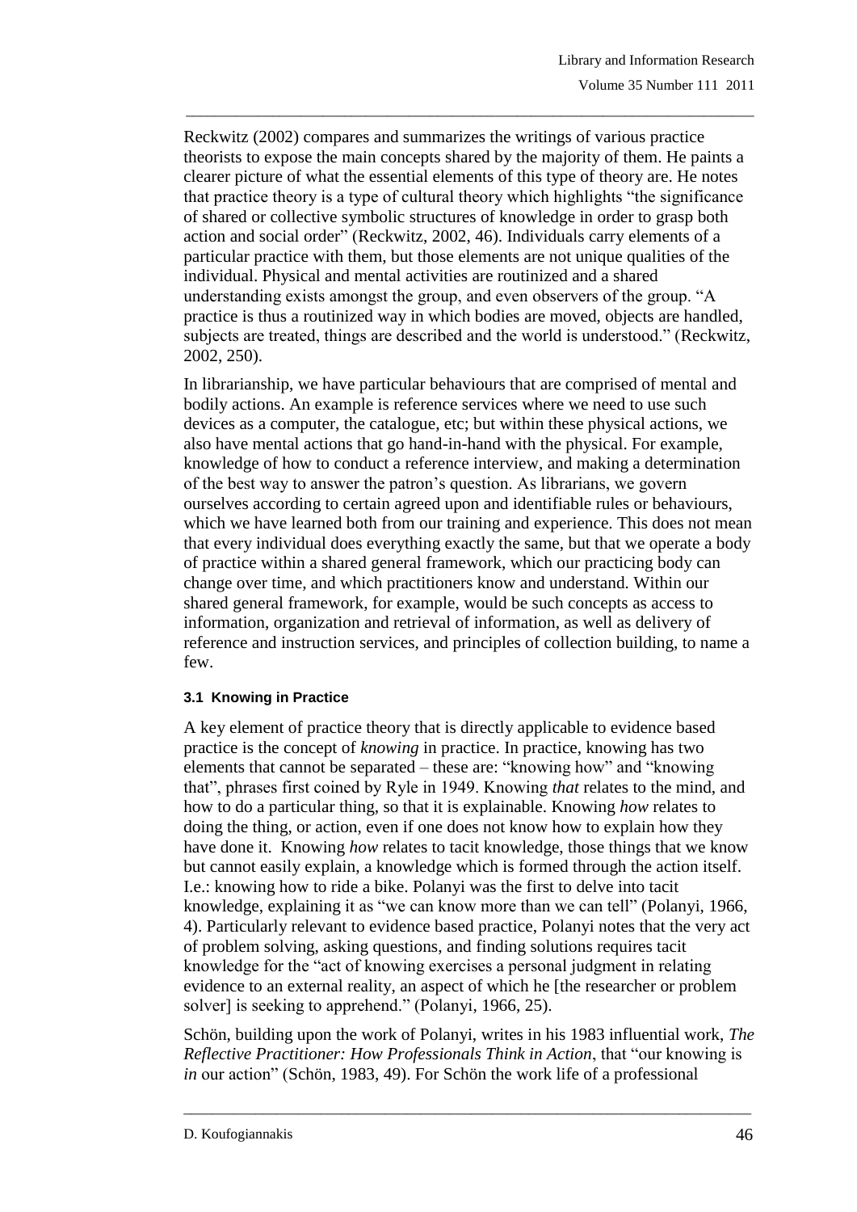Reckwitz (2002) compares and summarizes the writings of various practice theorists to expose the main concepts shared by the majority of them. He paints a clearer picture of what the essential elements of this type of theory are. He notes that practice theory is a type of cultural theory which highlights "the significance of shared or collective symbolic structures of knowledge in order to grasp both action and social order" (Reckwitz, 2002, 46). Individuals carry elements of a particular practice with them, but those elements are not unique qualities of the individual. Physical and mental activities are routinized and a shared understanding exists amongst the group, and even observers of the group. "A practice is thus a routinized way in which bodies are moved, objects are handled, subjects are treated, things are described and the world is understood." (Reckwitz, 2002, 250).

In librarianship, we have particular behaviours that are comprised of mental and bodily actions. An example is reference services where we need to use such devices as a computer, the catalogue, etc; but within these physical actions, we also have mental actions that go hand-in-hand with the physical. For example, knowledge of how to conduct a reference interview, and making a determination of the best way to answer the patron's question. As librarians, we govern ourselves according to certain agreed upon and identifiable rules or behaviours, which we have learned both from our training and experience. This does not mean that every individual does everything exactly the same, but that we operate a body of practice within a shared general framework, which our practicing body can change over time, and which practitioners know and understand. Within our shared general framework, for example, would be such concepts as access to information, organization and retrieval of information, as well as delivery of reference and instruction services, and principles of collection building, to name a few.

### 3.1 Knowing in Practice

A key element of practice theory that is directly applicable to evidence based practice is the concept of *knowing* in practice. In practice, knowing has two elements that cannot be separated – these are: "knowing how" and "knowing that", phrases first coined by Ryle in 1949. Knowing *that* relates to the mind, and how to do a particular thing, so that it is explainable. Knowing *how* relates to doing the thing, or action, even if one does not know how to explain how they have done it. Knowing *how* relates to tacit knowledge, those things that we know but cannot easily explain, a knowledge which is formed through the action itself. I.e.: knowing how to ride a bike. Polanyi was the first to delve into tacit knowledge, explaining it as "we can know more than we can tell" (Polanyi, 1966, 4). Particularly relevant to evidence based practice, Polanyi notes that the very act of problem solving, asking questions, and finding solutions requires tacit knowledge for the "act of knowing exercises a personal judgment in relating evidence to an external reality, an aspect of which he [the researcher or problem solver] is seeking to apprehend." (Polanyi, 1966, 25).

Schön, building upon the work of Polanyi, writes in his 1983 influential work, *The Reflective Practitioner: How Professionals Think in Action*, that "our knowing is *in* our action" (Schön, 1983, 49). For Schön the work life of a professional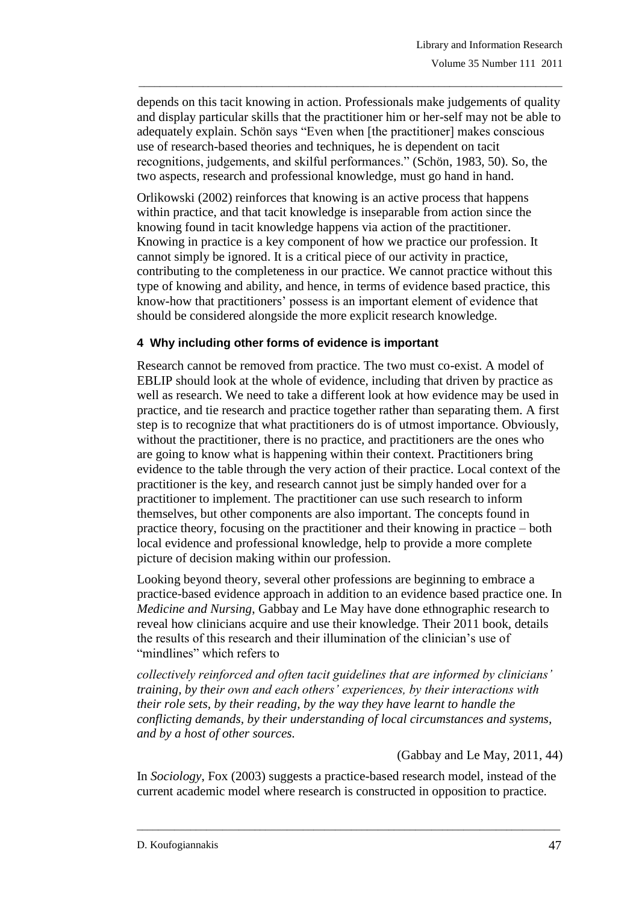depends on this tacit knowing in action. Professionals make judgements of quality and display particular skills that the practitioner him or her-self may not be able to adequately explain. Schön says "Even when [the practitioner] makes conscious use of research-based theories and techniques, he is dependent on tacit recognitions, judgements, and skilful performances." (Schön, 1983, 50). So, the two aspects, research and professional knowledge, must go hand in hand.

Orlikowski (2002) reinforces that knowing is an active process that happens within practice, and that tacit knowledge is inseparable from action since the knowing found in tacit knowledge happens via action of the practitioner. Knowing in practice is a key component of how we practice our profession. It cannot simply be ignored. It is a critical piece of our activity in practice, contributing to the completeness in our practice. We cannot practice without this type of knowing and ability, and hence, in terms of evidence based practice, this know-how that practitioners' possess is an important element of evidence that should be considered alongside the more explicit research knowledge.

### 4 Why including other forms of evidence is important

Research cannot be removed from practice. The two must co-exist. A model of EBLIP should look at the whole of evidence, including that driven by practice as well as research. We need to take a different look at how evidence may be used in practice, and tie research and practice together rather than separating them. A first step is to recognize that what practitioners do is of utmost importance. Obviously, without the practitioner, there is no practice, and practitioners are the ones who are going to know what is happening within their context. Practitioners bring evidence to the table through the very action of their practice. Local context of the practitioner is the key, and research cannot just be simply handed over for a practitioner to implement. The practitioner can use such research to inform themselves, but other components are also important. The concepts found in practice theory, focusing on the practitioner and their knowing in practice – both local evidence and professional knowledge, help to provide a more complete picture of decision making within our profession.

Looking beyond theory, several other professions are beginning to embrace a practice-based evidence approach in addition to an evidence based practice one. In *Medicine and Nursing*, Gabbay and Le May have done ethnographic research to reveal how clinicians acquire and use their knowledge. Their 2011 book, details the results of this research and their illumination of the clinician's use of "mindlines" which refers to

*collectively reinforced and often tacit guidelines that are informed by clinicians' training, by their own and each others' experiences, by their interactions with their role sets, by their reading, by the way they have learnt to handle the conflicting demands, by their understanding of local circumstances and systems, and by a host of other sources.*

(Gabbay and Le May, 2011, 44)

In *Sociology*, Fox (2003) suggests a practice-based research model, instead of the current academic model where research is constructed in opposition to practice.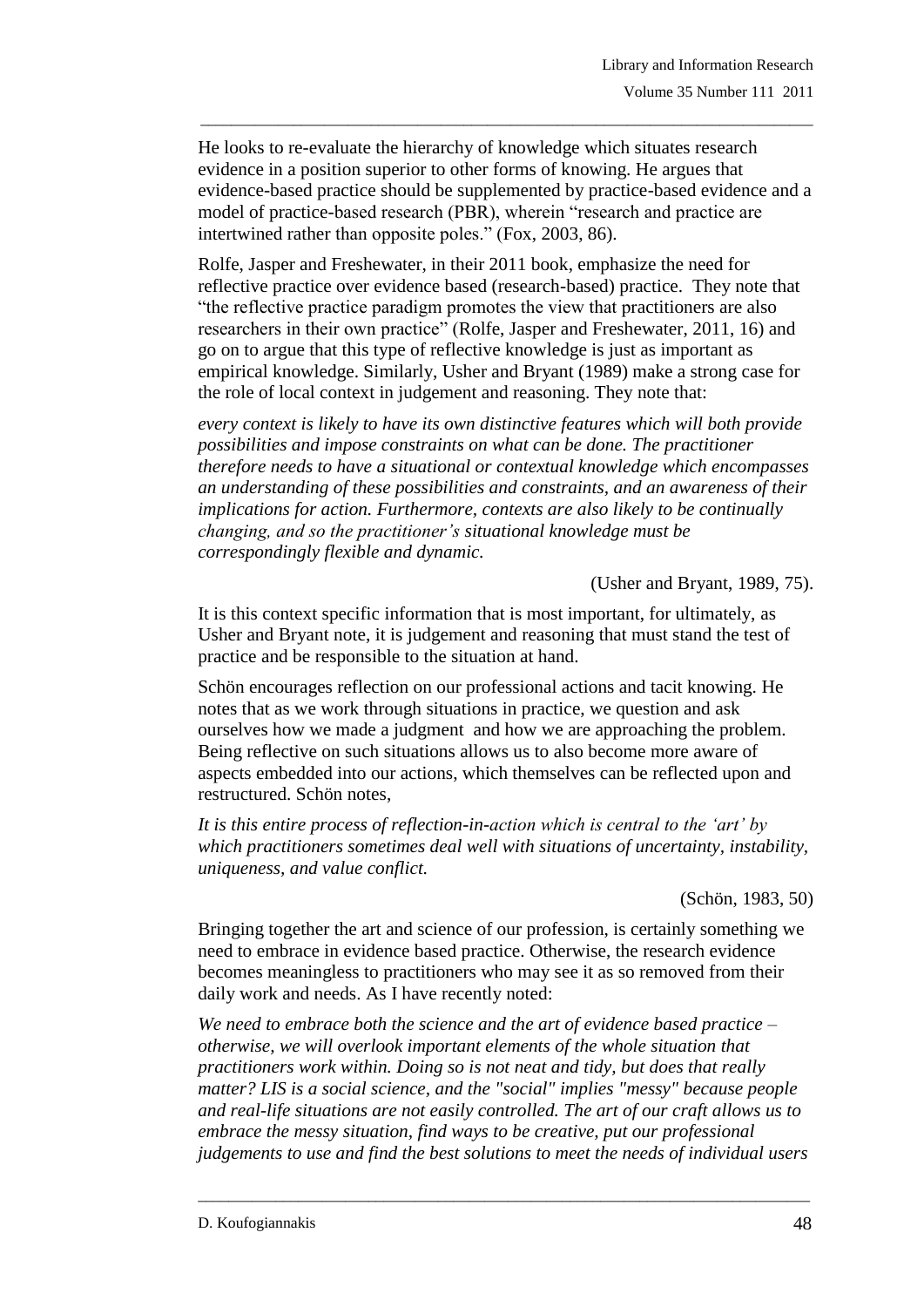He looks to re-evaluate the hierarchy of knowledge which situates research evidence in a position superior to other forms of knowing. He argues that evidence-based practice should be supplemented by practice-based evidence and a model of practice-based research (PBR), wherein "research and practice are intertwined rather than opposite poles." (Fox, 2003, 86).

Rolfe, Jasper and Freshewater, in their 2011 book, emphasize the need for reflective practice over evidence based (research-based) practice. They note that "the reflective practice paradigm promotes the view that practitioners are also researchers in their own practice" (Rolfe, Jasper and Freshewater, 2011, 16) and go on to argue that this type of reflective knowledge is just as important as empirical knowledge. Similarly, Usher and Bryant (1989) make a strong case for the role of local context in judgement and reasoning. They note that:

*every context is likely to have its own distinctive features which will both provide possibilities and impose constraints on what can be done. The practitioner therefore needs to have a situational or contextual knowledge which encompasses an understanding of these possibilities and constraints, and an awareness of their implications for action. Furthermore, contexts are also likely to be continually changing, and so the practitioner's situational knowledge must be correspondingly flexible and dynamic.*

(Usher and Bryant, 1989, 75).

It is this context specific information that is most important, for ultimately, as Usher and Bryant note, it is judgement and reasoning that must stand the test of practice and be responsible to the situation at hand.

Schön encourages reflection on our professional actions and tacit knowing. He notes that as we work through situations in practice, we question and ask ourselves how we made a judgment and how we are approaching the problem. Being reflective on such situations allows us to also become more aware of aspects embedded into our actions, which themselves can be reflected upon and restructured. Schön notes,

*It is this entire process of reflection-in-action which is central to the 'art' by which practitioners sometimes deal well with situations of uncertainty, instability, uniqueness, and value conflict.*

(Schön, 1983, 50)

Bringing together the art and science of our profession, is certainly something we need to embrace in evidence based practice. Otherwise, the research evidence becomes meaningless to practitioners who may see it as so removed from their daily work and needs. As I have recently noted:

*We need to embrace both the science and the art of evidence based practice – otherwise, we will overlook important elements of the whole situation that practitioners work within. Doing so is not neat and tidy, but does that really matter? LIS is a social science, and the "social" implies "messy" because people and real-life situations are not easily controlled. The art of our craft allows us to embrace the messy situation, find ways to be creative, put our professional judgements to use and find the best solutions to meet the needs of individual users*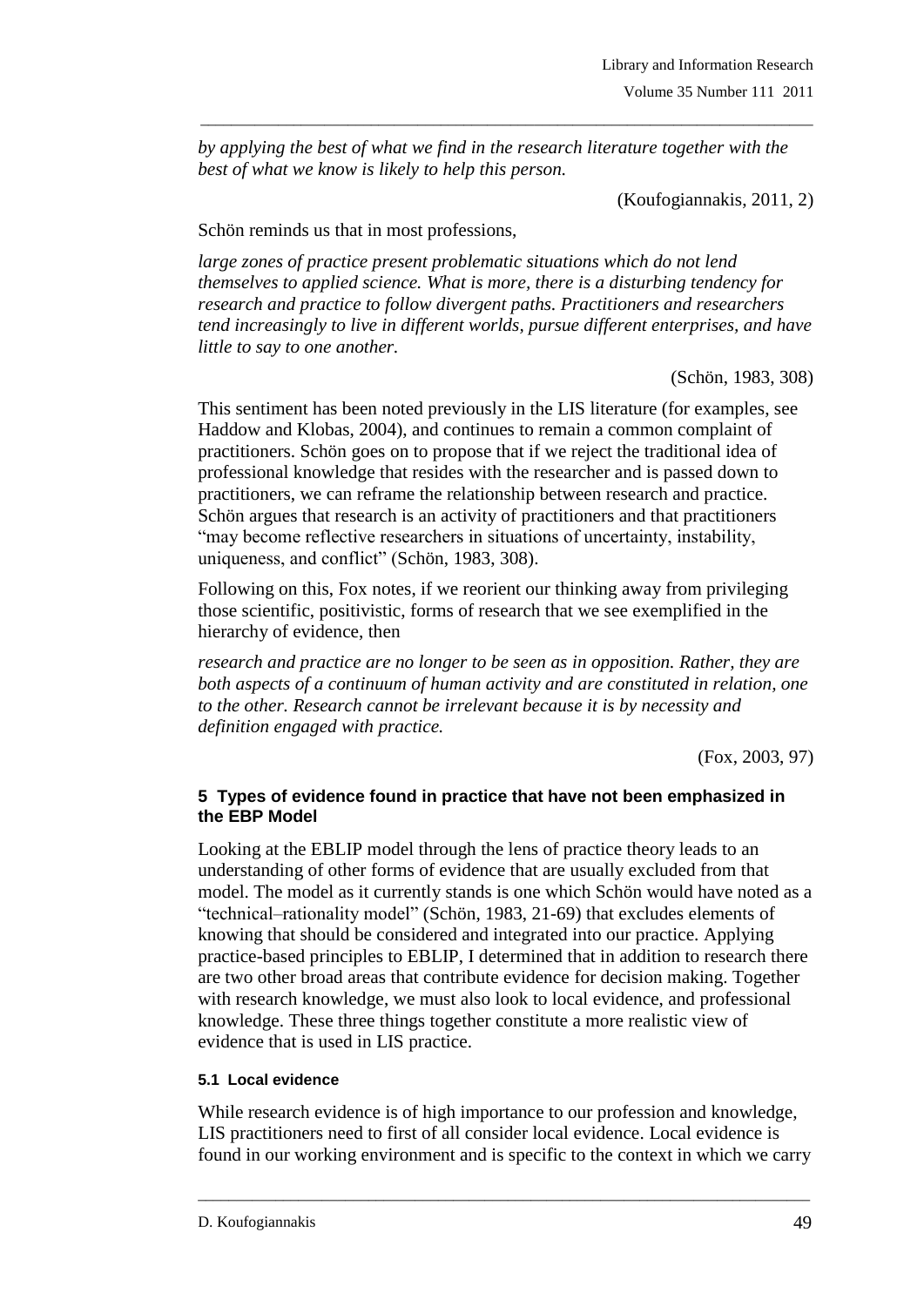*by applying the best of what we find in the research literature together with the best of what we know is likely to help this person.*

(Koufogiannakis, 2011, 2)

Schön reminds us that in most professions,

*large zones of practice present problematic situations which do not lend themselves to applied science. What is more, there is a disturbing tendency for research and practice to follow divergent paths. Practitioners and researchers tend increasingly to live in different worlds, pursue different enterprises, and have little to say to one another.*

(Schön, 1983, 308)

This sentiment has been noted previously in the LIS literature (for examples, see Haddow and Klobas, 2004), and continues to remain a common complaint of practitioners. Schön goes on to propose that if we reject the traditional idea of professional knowledge that resides with the researcher and is passed down to practitioners, we can reframe the relationship between research and practice. Schön argues that research is an activity of practitioners and that practitioners "may become reflective researchers in situations of uncertainty, instability, uniqueness, and conflict" (Schön, 1983, 308).

Following on this, Fox notes, if we reorient our thinking away from privileging those scientific, positivistic, forms of research that we see exemplified in the hierarchy of evidence, then

*research and practice are no longer to be seen as in opposition. Rather, they are both aspects of a continuum of human activity and are constituted in relation, one to the other. Research cannot be irrelevant because it is by necessity and definition engaged with practice.*

(Fox, 2003, 97)

## 5 Types of evidence found in practice that have not been emphasized in the EBP Model

Looking at the EBLIP model through the lens of practice theory leads to an understanding of other forms of evidence that are usually excluded from that model. The model as it currently stands is one which Schön would have noted as a "technical–rationality model" (Schön, 1983, 21-69) that excludes elements of knowing that should be considered and integrated into our practice. Applying practice-based principles to EBLIP, I determined that in addition to research there are two other broad areas that contribute evidence for decision making. Together with research knowledge, we must also look to local evidence, and professional knowledge. These three things together constitute a more realistic view of evidence that is used in LIS practice.

### 5.1 Local evidence

While research evidence is of high importance to our profession and knowledge, LIS practitioners need to first of all consider local evidence. Local evidence is found in our working environment and is specific to the context in which we carry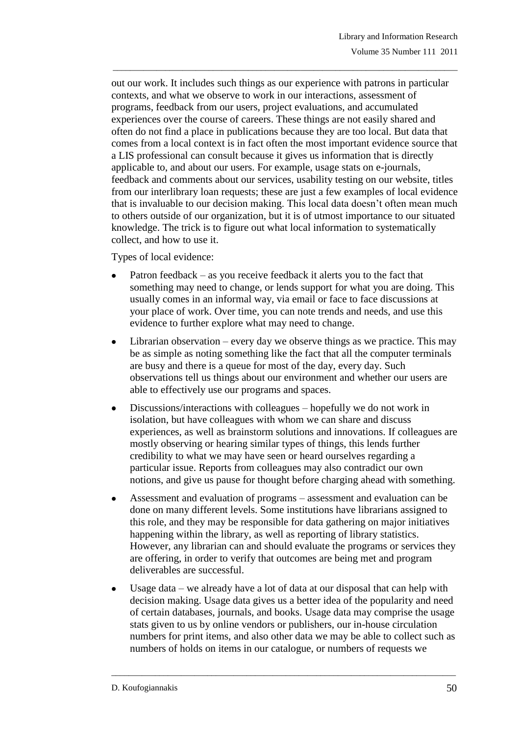out our work. It includes such things as our experience with patrons in particular contexts, and what we observe to work in our interactions, assessment of programs, feedback from our users, project evaluations, and accumulated experiences over the course of careers. These things are not easily shared and often do not find a place in publications because they are too local. But data that comes from a local context is in fact often the most important evidence source that a LIS professional can consult because it gives us information that is directly applicable to, and about our users. For example, usage stats on e-journals, feedback and comments about our services, usability testing on our website, titles from our interlibrary loan requests; these are just a few examples of local evidence that is invaluable to our decision making. This local data doesn't often mean much to others outside of our organization, but it is of utmost importance to our situated knowledge. The trick is to figure out what local information to systematically collect, and how to use it.

Types of local evidence:

- Patron feedback – as you receive feedback it alerts you to the fact that something may need to change, or lends support for what you are doing. This usually comes in an informal way, via email or face to face discussions at your place of work. Over time, you can note trends and needs, and use this evidence to further explore what may need to change.
- Librarian observation – every day we observe things as we practice. This may be as simple as noting something like the fact that all the computer terminals are busy and there is a queue for most of the day, every day. Such observations tell us things about our environment and whether our users are able to effectively use our programs and spaces.
- Discussions/interactions with colleagues – hopefully we do not work in isolation, but have colleagues with whom we can share and discuss experiences, as well as brainstorm solutions and innovations. If colleagues are mostly observing or hearing similar types of things, this lends further credibility to what we may have seen or heard ourselves regarding a particular issue. Reports from colleagues may also contradict our own notions, and give us pause for thought before charging ahead with something.
- Assessment and evaluation of programs – assessment and evaluation can be done on many different levels. Some institutions have librarians assigned to this role, and they may be responsible for data gathering on major initiatives happening within the library, as well as reporting of library statistics. However, any librarian can and should evaluate the programs or services they are offering, in order to verify that outcomes are being met and program deliverables are successful.
- Usage data – we already have a lot of data at our disposal that can help with decision making. Usage data gives us a better idea of the popularity and need of certain databases, journals, and books. Usage data may comprise the usage stats given to us by online vendors or publishers, our in-house circulation numbers for print items, and also other data we may be able to collect such as numbers of holds on items in our catalogue, or numbers of requests we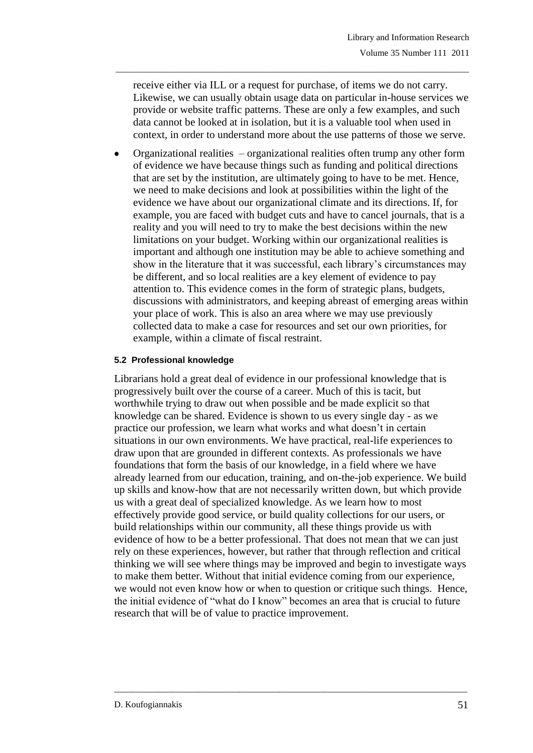receive either via ILL or a request for purchase, of items we do not carry. Likewise, we can usually obtain usage data on particular in-house services we provide or website traffic patterns. These are only a few examples, and such data cannot be looked at in isolation, but it is a valuable tool when used in context, in order to understand more about the use patterns of those we serve.

- Organizational realities – organizational realities often trump any other form of evidence we have because things such as funding and political directions that are set by the institution, are ultimately going to have to be met. Hence, we need to make decisions and look at possibilities within the light of the evidence we have about our organizational climate and its directions. If, for example, you are faced with budget cuts and have to cancel journals, that is a reality and you will need to try to make the best decisions within the new limitations on your budget. Working within our organizational realities is important and although one institution may be able to achieve something and show in the literature that it was successful, each library's circumstances may be different, and so local realities are a key element of evidence to pay attention to. This evidence comes in the form of strategic plans, budgets, discussions with administrators, and keeping abreast of emerging areas within your place of work. This is also an area where we may use previously collected data to make a case for resources and set our own priorities, for example, within a climate of fiscal restraint.

### 5.2 Professional knowledge

Librarians hold a great deal of evidence in our professional knowledge that is progressively built over the course of a career. Much of this is tacit, but worthwhile trying to draw out when possible and be made explicit so that knowledge can be shared. Evidence is shown to us every single day - as we practice our profession, we learn what works and what doesn't in certain situations in our own environments. We have practical, real-life experiences to draw upon that are grounded in different contexts. As professionals we have foundations that form the basis of our knowledge, in a field where we have already learned from our education, training, and on-the-job experience. We build up skills and know-how that are not necessarily written down, but which provide us with a great deal of specialized knowledge. As we learn how to most effectively provide good service, or build quality collections for our users, or build relationships within our community, all these things provide us with evidence of how to be a better professional. That does not mean that we can just rely on these experiences, however, but rather that through reflection and critical thinking we will see where things may be improved and begin to investigate ways to make them better. Without that initial evidence coming from our experience, we would not even know how or when to question or critique such things. Hence, the initial evidence of "what do I know" becomes an area that is crucial to future research that will be of value to practice improvement.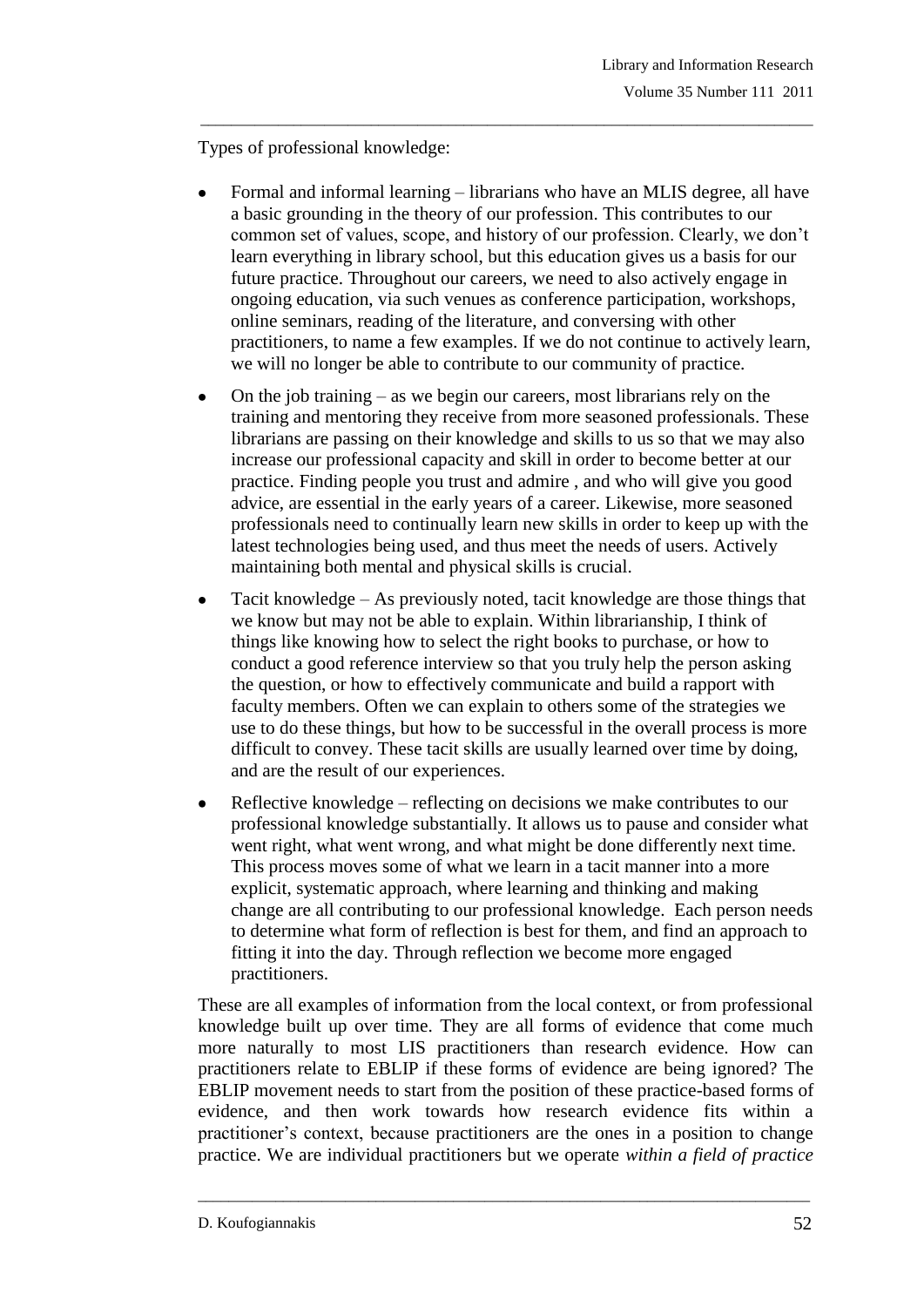Types of professional knowledge:

- Formal and informal learning – librarians who have an MLIS degree, all have a basic grounding in the theory of our profession. This contributes to our common set of values, scope, and history of our profession. Clearly, we don't learn everything in library school, but this education gives us a basis for our future practice. Throughout our careers, we need to also actively engage in ongoing education, via such venues as conference participation, workshops, online seminars, reading of the literature, and conversing with other practitioners, to name a few examples. If we do not continue to actively learn, we will no longer be able to contribute to our community of practice.
- On the job training – as we begin our careers, most librarians rely on the training and mentoring they receive from more seasoned professionals. These librarians are passing on their knowledge and skills to us so that we may also increase our professional capacity and skill in order to become better at our practice. Finding people you trust and admire , and who will give you good advice, are essential in the early years of a career. Likewise, more seasoned professionals need to continually learn new skills in order to keep up with the latest technologies being used, and thus meet the needs of users. Actively maintaining both mental and physical skills is crucial.
- Tacit knowledge – As previously noted, tacit knowledge are those things that we know but may not be able to explain. Within librarianship, I think of things like knowing how to select the right books to purchase, or how to conduct a good reference interview so that you truly help the person asking the question, or how to effectively communicate and build a rapport with faculty members. Often we can explain to others some of the strategies we use to do these things, but how to be successful in the overall process is more difficult to convey. These tacit skills are usually learned over time by doing, and are the result of our experiences.
- Reflective knowledge – reflecting on decisions we make contributes to our professional knowledge substantially. It allows us to pause and consider what went right, what went wrong, and what might be done differently next time. This process moves some of what we learn in a tacit manner into a more explicit, systematic approach, where learning and thinking and making change are all contributing to our professional knowledge. Each person needs to determine what form of reflection is best for them, and find an approach to fitting it into the day. Through reflection we become more engaged practitioners.

These are all examples of information from the local context, or from professional knowledge built up over time. They are all forms of evidence that come much more naturally to most LIS practitioners than research evidence. How can practitioners relate to EBLIP if these forms of evidence are being ignored? The EBLIP movement needs to start from the position of these practice-based forms of evidence, and then work towards how research evidence fits within a practitioner's context, because practitioners are the ones in a position to change practice. We are individual practitioners but we operate *within a field of practice*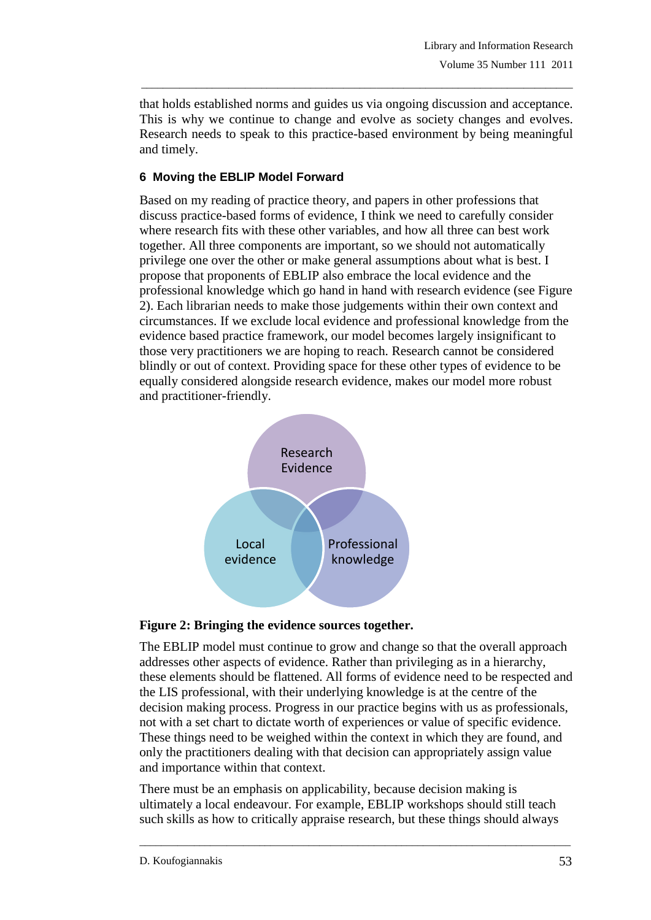that holds established norms and guides us via ongoing discussion and acceptance. This is why we continue to change and evolve as society changes and evolves. Research needs to speak to this practice-based environment by being meaningful and timely.

## 6 Moving the EBLIP Model Forward

Based on my reading of practice theory, and papers in other professions that discuss practice-based forms of evidence, I think we need to carefully consider where research fits with these other variables, and how all three can best work together. All three components are important, so we should not automatically privilege one over the other or make general assumptions about what is best. I propose that proponents of EBLIP also embrace the local evidence and the professional knowledge which go hand in hand with research evidence (see Figure 2). Each librarian needs to make those judgements within their own context and circumstances. If we exclude local evidence and professional knowledge from the evidence based practice framework, our model becomes largely insignificant to those very practitioners we are hoping to reach. Research cannot be considered blindly or out of context. Providing space for these other types of evidence to be equally considered alongside research evidence, makes our model more robust and practitioner-friendly.

Research Evidence

Local evidence

Professional knowledge

**Figure 2: Bringing the evidence sources together.**

The EBLIP model must continue to grow and change so that the overall approach addresses other aspects of evidence. Rather than privileging as in a hierarchy, these elements should be flattened. All forms of evidence need to be respected and the LIS professional, with their underlying knowledge is at the centre of the decision making process. Progress in our practice begins with us as professionals, not with a set chart to dictate worth of experiences or value of specific evidence. These things need to be weighed within the context in which they are found, and only the practitioners dealing with that decision can appropriately assign value and importance within that context.

There must be an emphasis on applicability, because decision making is ultimately a local endeavour. For example, EBLIP workshops should still teach such skills as how to critically appraise research, but these things should always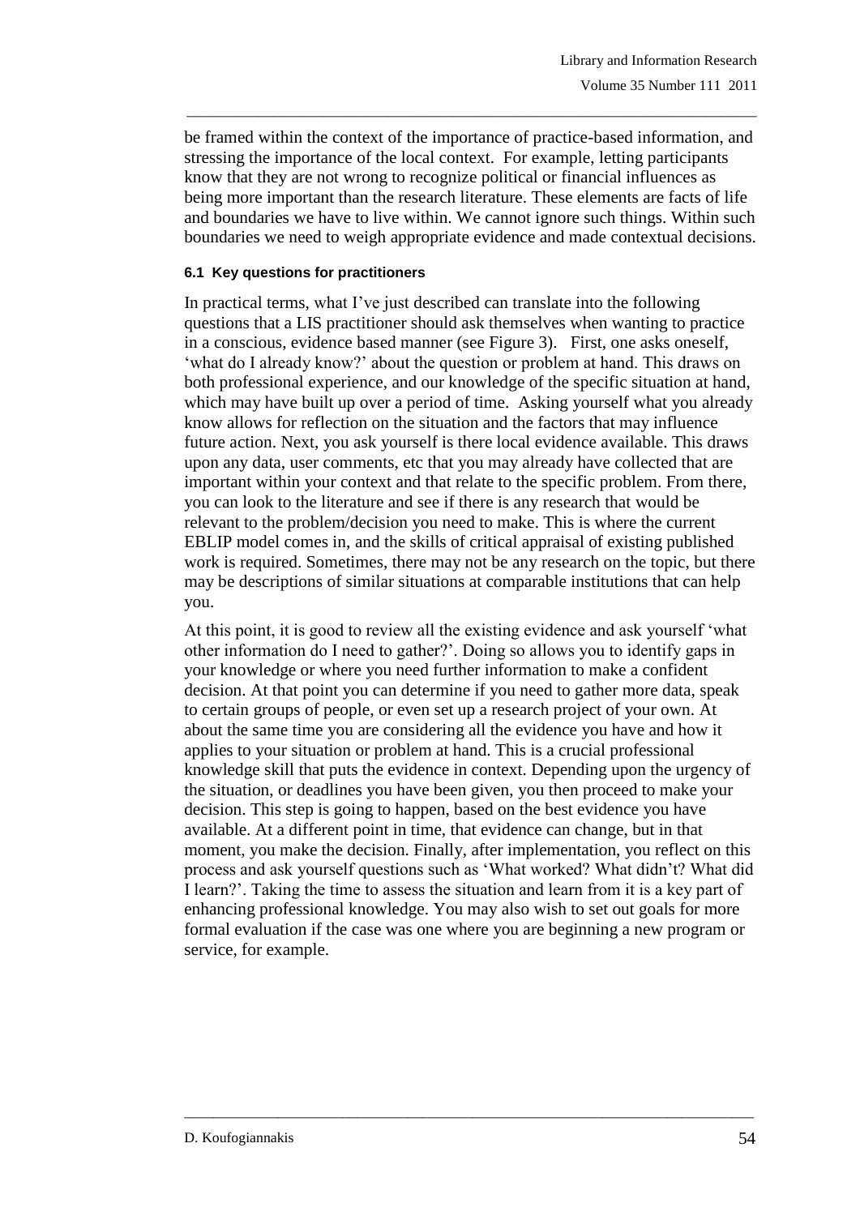be framed within the context of the importance of practice-based information, and stressing the importance of the local context. For example, letting participants know that they are not wrong to recognize political or financial influences as being more important than the research literature. These elements are facts of life and boundaries we have to live within. We cannot ignore such things. Within such boundaries we need to weigh appropriate evidence and made contextual decisions.

#### 6.1 Key questions for practitioners

In practical terms, what I've just described can translate into the following questions that a LIS practitioner should ask themselves when wanting to practice in a conscious, evidence based manner (see Figure 3). First, one asks oneself, 'what do I already know?' about the question or problem at hand. This draws on both professional experience, and our knowledge of the specific situation at hand, which may have built up over a period of time. Asking yourself what you already know allows for reflection on the situation and the factors that may influence future action. Next, you ask yourself is there local evidence available. This draws upon any data, user comments, etc that you may already have collected that are important within your context and that relate to the specific problem. From there, you can look to the literature and see if there is any research that would be relevant to the problem/decision you need to make. This is where the current EBLIP model comes in, and the skills of critical appraisal of existing published work is required. Sometimes, there may not be any research on the topic, but there may be descriptions of similar situations at comparable institutions that can help you.

At this point, it is good to review all the existing evidence and ask yourself 'what other information do I need to gather?'. Doing so allows you to identify gaps in your knowledge or where you need further information to make a confident decision. At that point you can determine if you need to gather more data, speak to certain groups of people, or even set up a research project of your own. At about the same time you are considering all the evidence you have and how it applies to your situation or problem at hand. This is a crucial professional knowledge skill that puts the evidence in context. Depending upon the urgency of the situation, or deadlines you have been given, you then proceed to make your decision. This step is going to happen, based on the best evidence you have available. At a different point in time, that evidence can change, but in that moment, you make the decision. Finally, after implementation, you reflect on this process and ask yourself questions such as 'What worked? What didn't? What did I learn?'. Taking the time to assess the situation and learn from it is a key part of enhancing professional knowledge. You may also wish to set out goals for more formal evaluation if the case was one where you are beginning a new program or service, for example.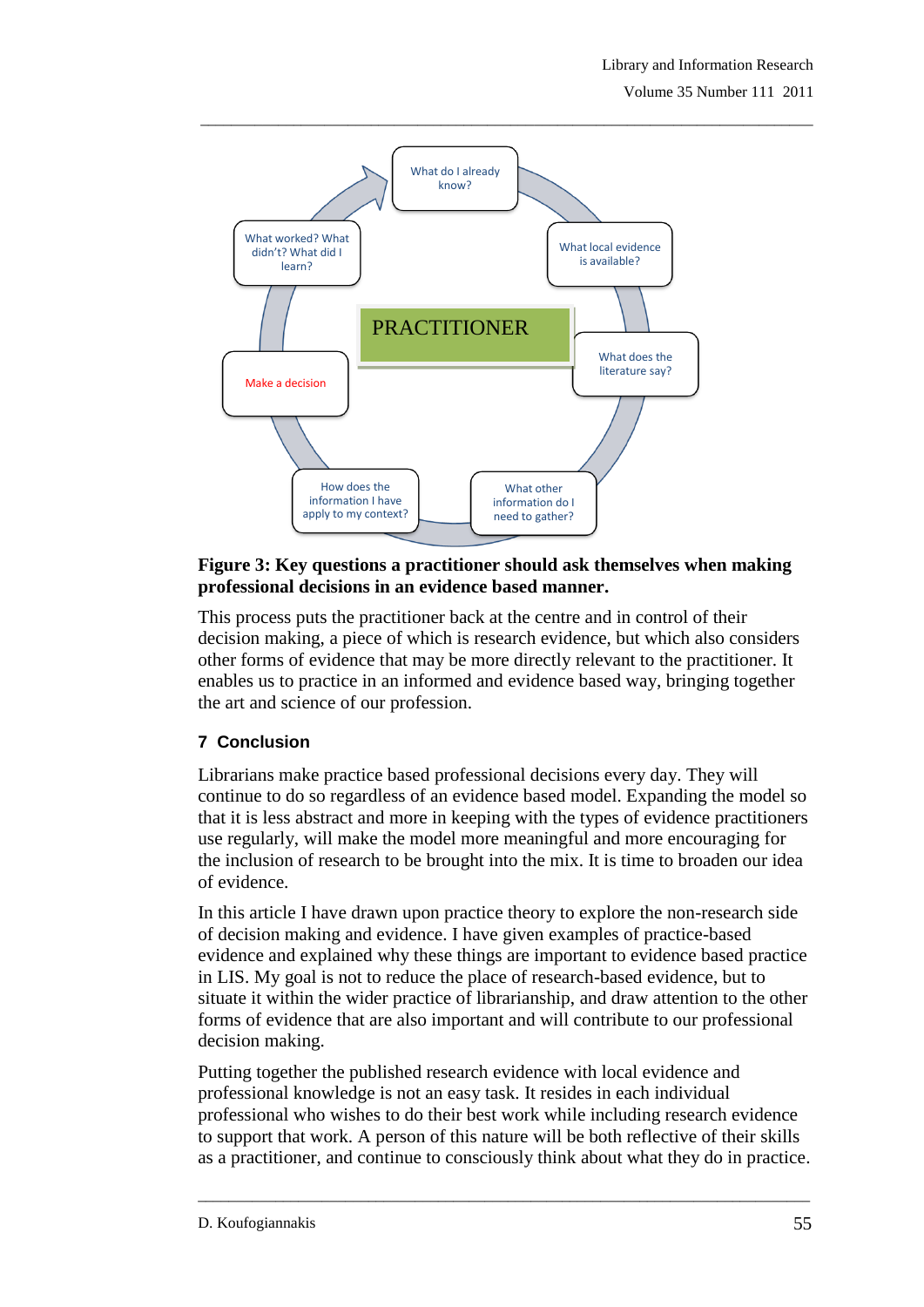What do I already know?

What local evidence is available?

What does the literature say?

What other information do I need to gather?

How does the information I have apply to my context?

Make a decision

What worked? What didn't? What did I learn?

PRACTITIONER

**Figure 3: Key questions a practitioner should ask themselves when making professional decisions in an evidence based manner.**

This process puts the practitioner back at the centre and in control of their decision making, a piece of which is research evidence, but which also considers other forms of evidence that may be more directly relevant to the practitioner. It enables us to practice in an informed and evidence based way, bringing together the art and science of our profession.

## 7 Conclusion

Librarians make practice based professional decisions every day. They will continue to do so regardless of an evidence based model. Expanding the model so that it is less abstract and more in keeping with the types of evidence practitioners use regularly, will make the model more meaningful and more encouraging for the inclusion of research to be brought into the mix. It is time to broaden our idea of evidence.

In this article I have drawn upon practice theory to explore the non-research side of decision making and evidence. I have given examples of practice-based evidence and explained why these things are important to evidence based practice in LIS. My goal is not to reduce the place of research-based evidence, but to situate it within the wider practice of librarianship, and draw attention to the other forms of evidence that are also important and will contribute to our professional decision making.

Putting together the published research evidence with local evidence and professional knowledge is not an easy task. It resides in each individual professional who wishes to do their best work while including research evidence to support that work. A person of this nature will be both reflective of their skills as a practitioner, and continue to consciously think about what they do in practice.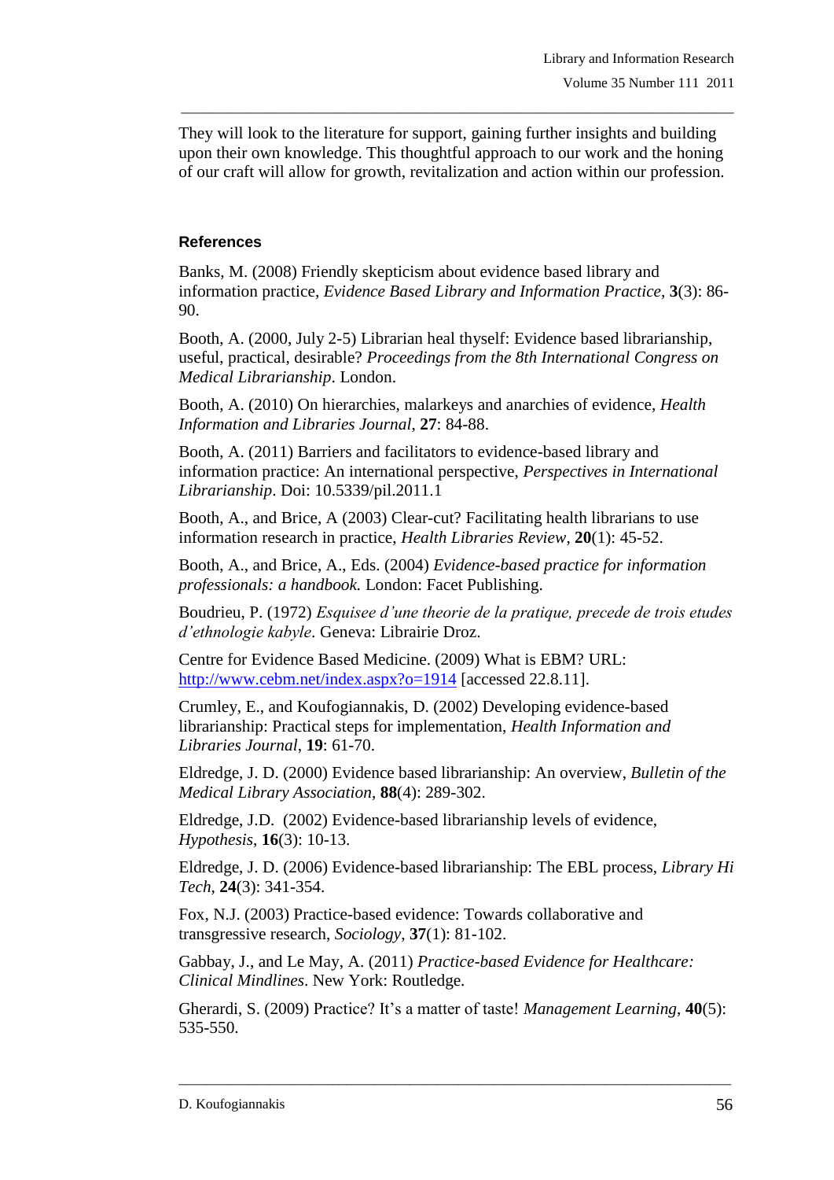They will look to the literature for support, gaining further insights and building upon their own knowledge. This thoughtful approach to our work and the honing of our craft will allow for growth, revitalization and action within our profession.

### References

Banks, M. (2008) Friendly skepticism about evidence based library and information practice, *Evidence Based Library and Information Practice*, **3**(3): 86-90.

Booth, A. (2000, July 2-5) Librarian heal thyself: Evidence based librarianship, useful, practical, desirable? *Proceedings from the 8th International Congress on Medical Librarianship*. London.

Booth, A. (2010) On hierarchies, malarkeys and anarchies of evidence, *Health Information and Libraries Journal*, **27**: 84-88.

Booth, A. (2011) Barriers and facilitators to evidence-based library and information practice: An international perspective, *Perspectives in International Librarianship*. Doi: 10.5339/pil.2011.1

Booth, A., and Brice, A (2003) Clear-cut? Facilitating health librarians to use information research in practice, *Health Libraries Review*, **20**(1): 45-52.

Booth, A., and Brice, A., Eds. (2004) *Evidence-based practice for information professionals: a handbook.* London: Facet Publishing.

Boudrieu, P. (1972) *Esquisee d'une theorie de la pratique, precede de trois etudes d'ethnologie kabyle*. Geneva: Librairie Droz.

Centre for Evidence Based Medicine. (2009) What is EBM? URL: http://www.cebm.net/index.aspx?o=1914 [accessed 22.8.11].

Crumley, E., and Koufogiannakis, D. (2002) Developing evidence-based librarianship: Practical steps for implementation, *Health Information and Libraries Journal*, **19**: 61-70.

Eldredge, J. D. (2000) Evidence based librarianship: An overview, *Bulletin of the Medical Library Association*, **88**(4): 289-302.

Eldredge, J.D. (2002) Evidence-based librarianship levels of evidence, *Hypothesis*, **16**(3): 10-13.

Eldredge, J. D. (2006) Evidence-based librarianship: The EBL process, *Library Hi Tech*, **24**(3): 341-354.

Fox, N.J. (2003) Practice-based evidence: Towards collaborative and transgressive research, *Sociology*, **37**(1): 81-102.

Gabbay, J., and Le May, A. (2011) *Practice-based Evidence for Healthcare: Clinical Mindlines*. New York: Routledge.

Gherardi, S. (2009) Practice? It's a matter of taste! *Management Learning*, **40**(5): 535-550.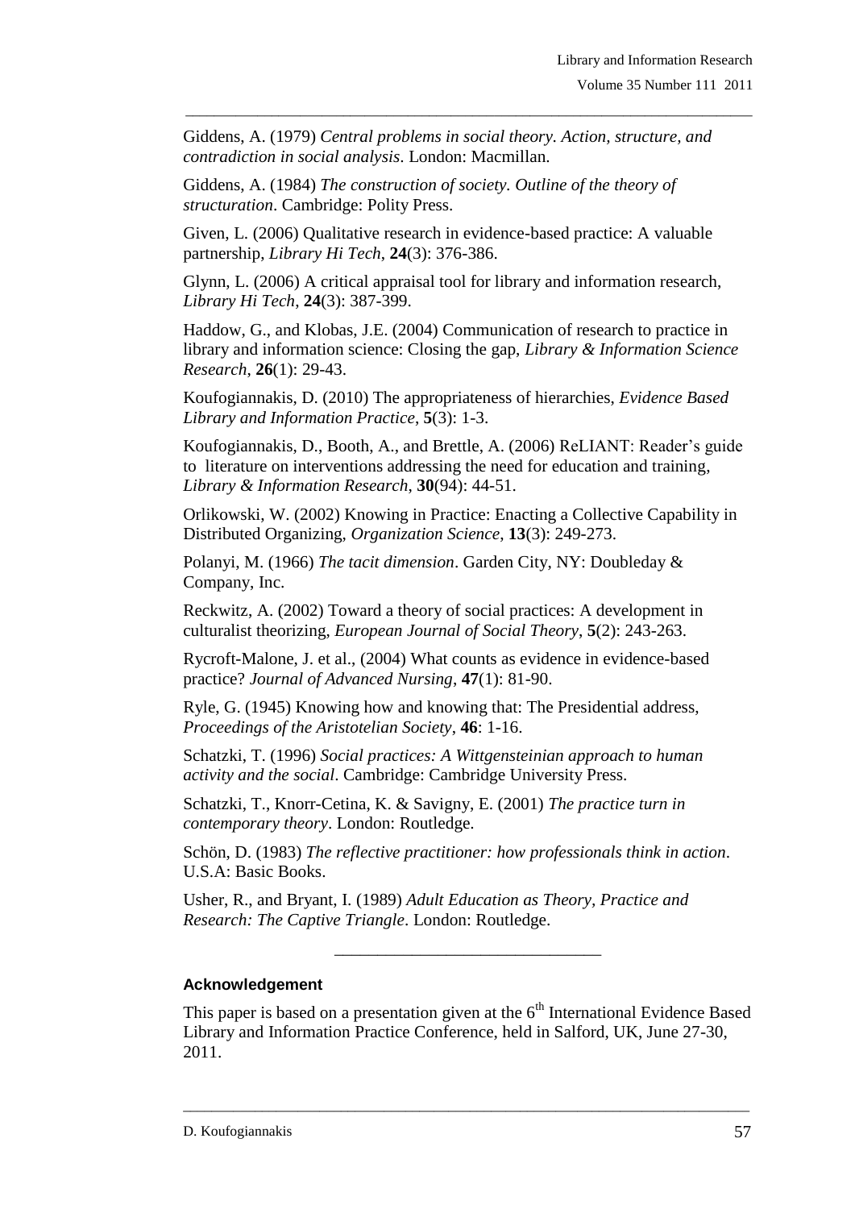Giddens, A. (1979) *Central problems in social theory. Action, structure, and contradiction in social analysis*. London: Macmillan.

Giddens, A. (1984) *The construction of society. Outline of the theory of structuration*. Cambridge: Polity Press.

Given, L. (2006) Qualitative research in evidence-based practice: A valuable partnership, *Library Hi Tech*, **24**(3): 376-386.

Glynn, L. (2006) A critical appraisal tool for library and information research, *Library Hi Tech*, **24**(3): 387-399.

Haddow, G., and Klobas, J.E. (2004) Communication of research to practice in library and information science: Closing the gap, *Library & Information Science Research*, **26**(1): 29-43.

Koufogiannakis, D. (2010) The appropriateness of hierarchies, *Evidence Based Library and Information Practice*, **5**(3): 1-3.

Koufogiannakis, D., Booth, A., and Brettle, A. (2006) ReLIANT: Reader's guide to literature on interventions addressing the need for education and training, *Library & Information Research*, **30**(94): 44-51.

Orlikowski, W. (2002) Knowing in Practice: Enacting a Collective Capability in Distributed Organizing, *Organization Science*, **13**(3): 249-273.

Polanyi, M. (1966) *The tacit dimension*. Garden City, NY: Doubleday & Company, Inc.

Reckwitz, A. (2002) Toward a theory of social practices: A development in culturalist theorizing, *European Journal of Social Theory*, **5**(2): 243-263.

Rycroft-Malone, J. et al., (2004) What counts as evidence in evidence-based practice? *Journal of Advanced Nursing*, **47**(1): 81-90.

Ryle, G. (1945) Knowing how and knowing that: The Presidential address, *Proceedings of the Aristotelian Society*, **46**: 1-16.

Schatzki, T. (1996) *Social practices: A Wittgensteinian approach to human activity and the social*. Cambridge: Cambridge University Press.

Schatzki, T., Knorr-Cetina, K. & Savigny, E. (2001) *The practice turn in contemporary theory*. London: Routledge.

Schön, D. (1983) *The reflective practitioner: how professionals think in action*. U.S.A: Basic Books.

Usher, R., and Bryant, I. (1989) *Adult Education as Theory, Practice and Research: The Captive Triangle*. London: Routledge.

---

### Acknowledgement

This paper is based on a presentation given at the 6th International Evidence Based Library and Information Practice Conference, held in Salford, UK, June 27-30, 2011.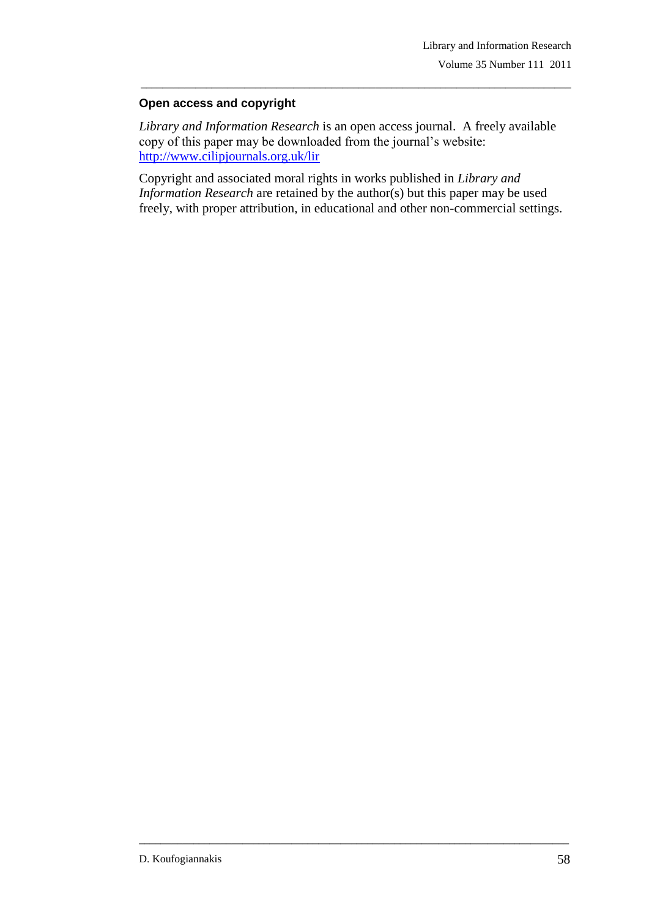**Open access and copyright**

*Library and Information Research* is an open access journal. A freely available copy of this paper may be downloaded from the journal's website: http://www.cilipjournals.org.uk/lir

Copyright and associated moral rights in works published in *Library and Information Research* are retained by the author(s) but this paper may be used freely, with proper attribution, in educational and other non-commercial settings.